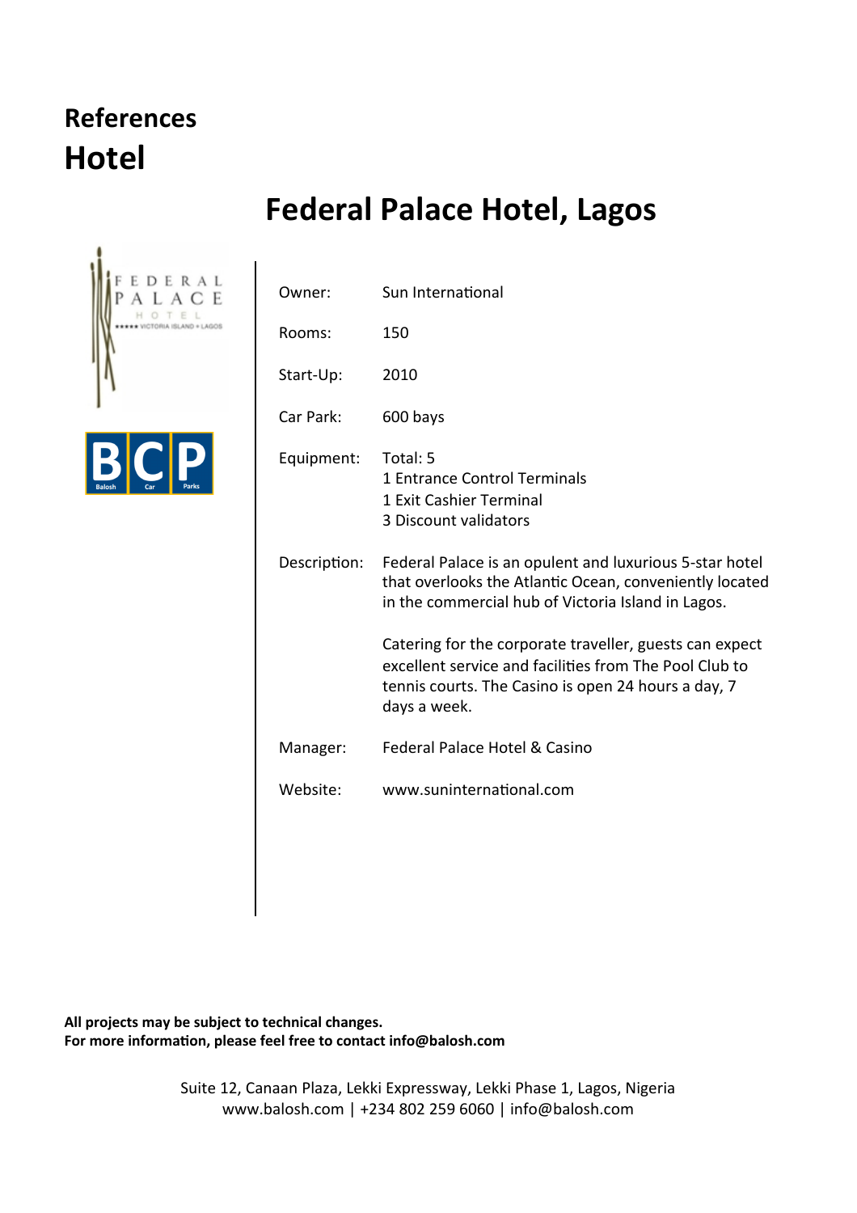# References

# Hotel

## Federal Palace Hotel, Lagos

| | |
|---|---|
| Owner: | Sun International |
| Rooms: | 150 |
| Start-Up: | 2010 |
| Car Park: | 600 bays |
| Equipment: | Total: 5<br>1 Entrance Control Terminals<br>1 Exit Cashier Terminal<br>3 Discount validators |
| Description: | Federal Palace is an opulent and luxurious 5-star hotel that overlooks the Atlantic Ocean, conveniently located in the commercial hub of Victoria Island in Lagos.<br><br>Catering for the corporate traveller, guests can expect excellent service and facilities from The Pool Club to tennis courts. The Casino is open 24 hours a day, 7 days a week. |
| Manager: | Federal Palace Hotel & Casino |
| Website: | www.suninternational.com |

**All projects may be subject to technical changes.**
**For more information, please feel free to contact info@balosh.com**

Suite 12, Canaan Plaza, Lekki Expressway, Lekki Phase 1, Lagos, Nigeria
www.balosh.com | +234 802 259 6060 | info@balosh.com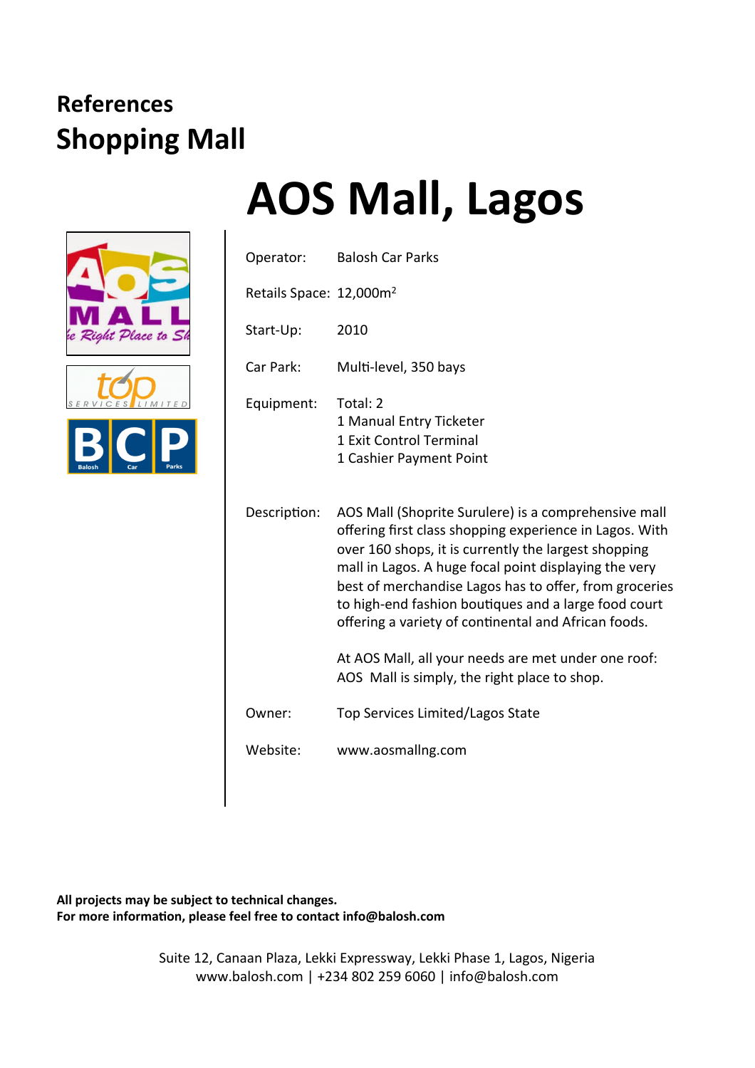## References
# Shopping Mall

# AOS Mall, Lagos

Operator: Balosh Car Parks

Retails Space: 12,000m$^2$

Start-Up: 2010

Car Park: Multi-level, 350 bays

Equipment: Total: 2
1 Manual Entry Ticketer
1 Exit Control Terminal
1 Cashier Payment Point

Description: AOS Mall (Shoprite Surulere) is a comprehensive mall offering first class shopping experience in Lagos. With over 160 shops, it is currently the largest shopping mall in Lagos. A huge focal point displaying the very best of merchandise Lagos has to offer, from groceries to high-end fashion boutiques and a large food court offering a variety of continental and African foods.

At AOS Mall, all your needs are met under one roof: AOS Mall is simply, the right place to shop.

Owner: Top Services Limited/Lagos State

Website: www.aosmallng.com

**All projects may be subject to technical changes.**
**For more information, please feel free to contact info@balosh.com**

Suite 12, Canaan Plaza, Lekki Expressway, Lekki Phase 1, Lagos, Nigeria
www.balosh.com | +234 802 259 6060 | info@balosh.com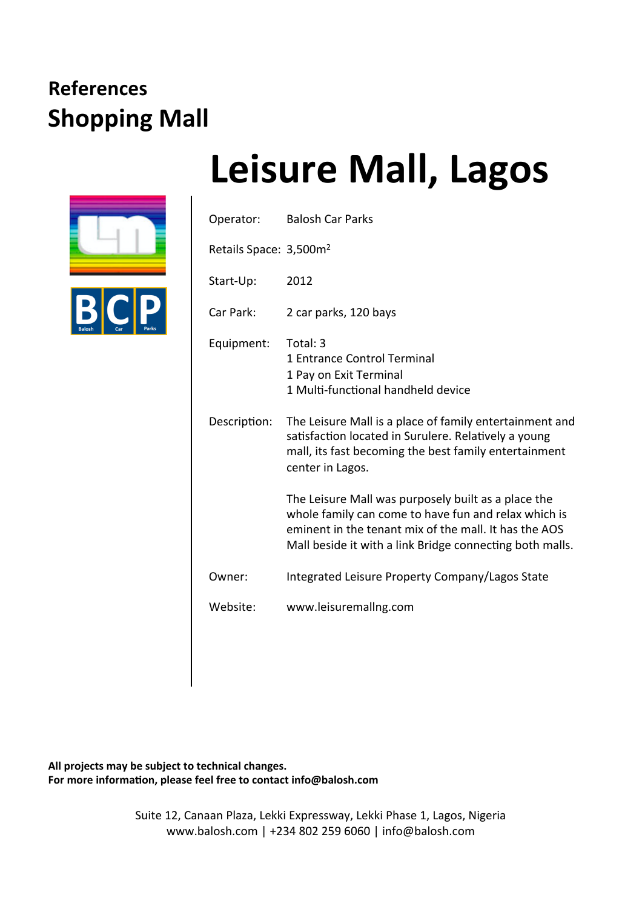## References
# Shopping Mall

# Leisure Mall, Lagos

Operator: Balosh Car Parks

Retails Space: 3,500m$^2$

Start-Up: 2012

Car Park: 2 car parks, 120 bays

Equipment: Total: 3
1 Entrance Control Terminal
1 Pay on Exit Terminal
1 Multi-functional handheld device

Description: The Leisure Mall is a place of family entertainment and satisfaction located in Surulere. Relatively a young mall, its fast becoming the best family entertainment center in Lagos.

The Leisure Mall was purposely built as a place the whole family can come to have fun and relax which is eminent in the tenant mix of the mall. It has the AOS Mall beside it with a link Bridge connecting both malls.

Owner: Integrated Leisure Property Company/Lagos State

Website: www.leisuremallng.com

**All projects may be subject to technical changes.**
**For more information, please feel free to contact info@balosh.com**

Suite 12, Canaan Plaza, Lekki Expressway, Lekki Phase 1, Lagos, Nigeria
www.balosh.com | +234 802 259 6060 | info@balosh.com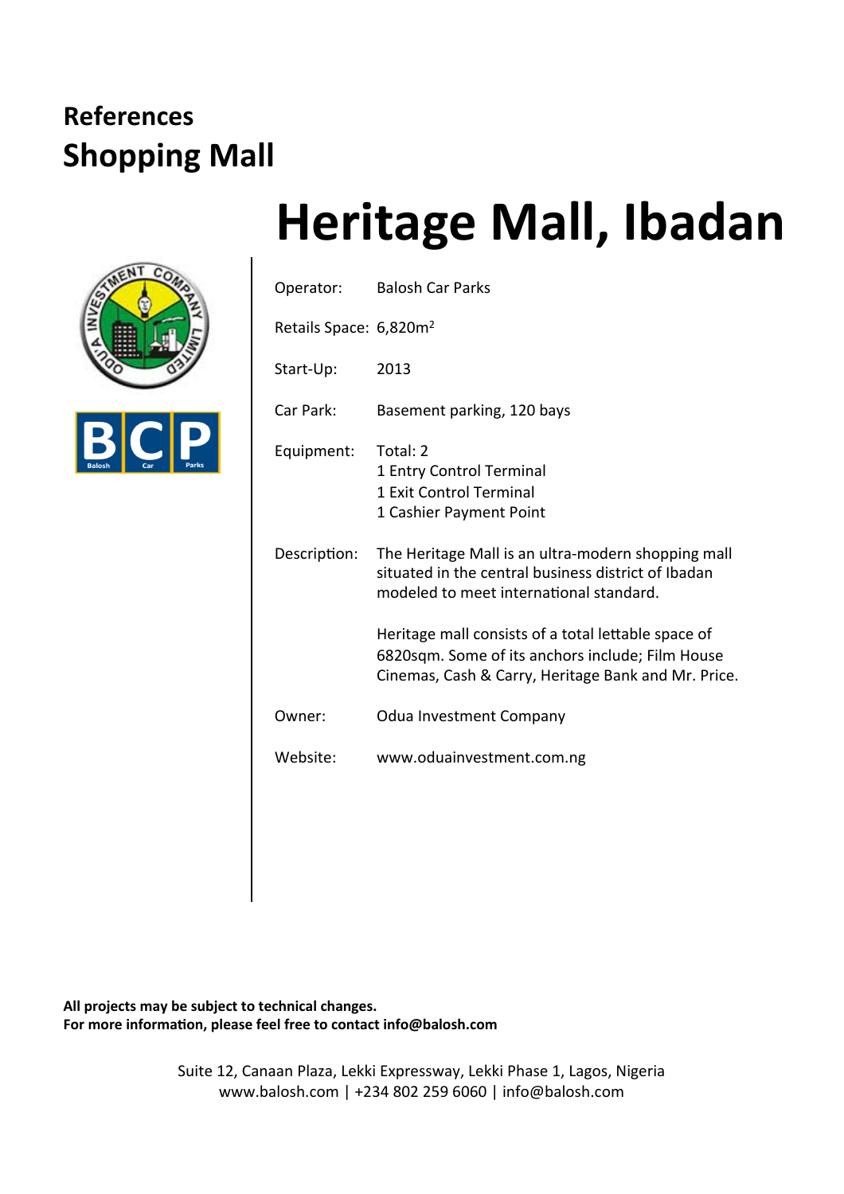## References

# Shopping Mall

# Heritage Mall, Ibadan

Operator: Balosh Car Parks

Retails Space: 6,820m$^2$

Start-Up: 2013

Car Park: Basement parking, 120 bays

Equipment: Total: 2
1 Entry Control Terminal
1 Exit Control Terminal
1 Cashier Payment Point

Description: The Heritage Mall is an ultra-modern shopping mall situated in the central business district of Ibadan modeled to meet international standard.

Heritage mall consists of a total lettable space of 6820sqm. Some of its anchors include; Film House Cinemas, Cash & Carry, Heritage Bank and Mr. Price.

Owner: Odua Investment Company

Website: www.oduainvestment.com.ng

**All projects may be subject to technical changes.**
**For more information, please feel free to contact info@balosh.com**

Suite 12, Canaan Plaza, Lekki Expressway, Lekki Phase 1, Lagos, Nigeria
www.balosh.com | +234 802 259 6060 | info@balosh.com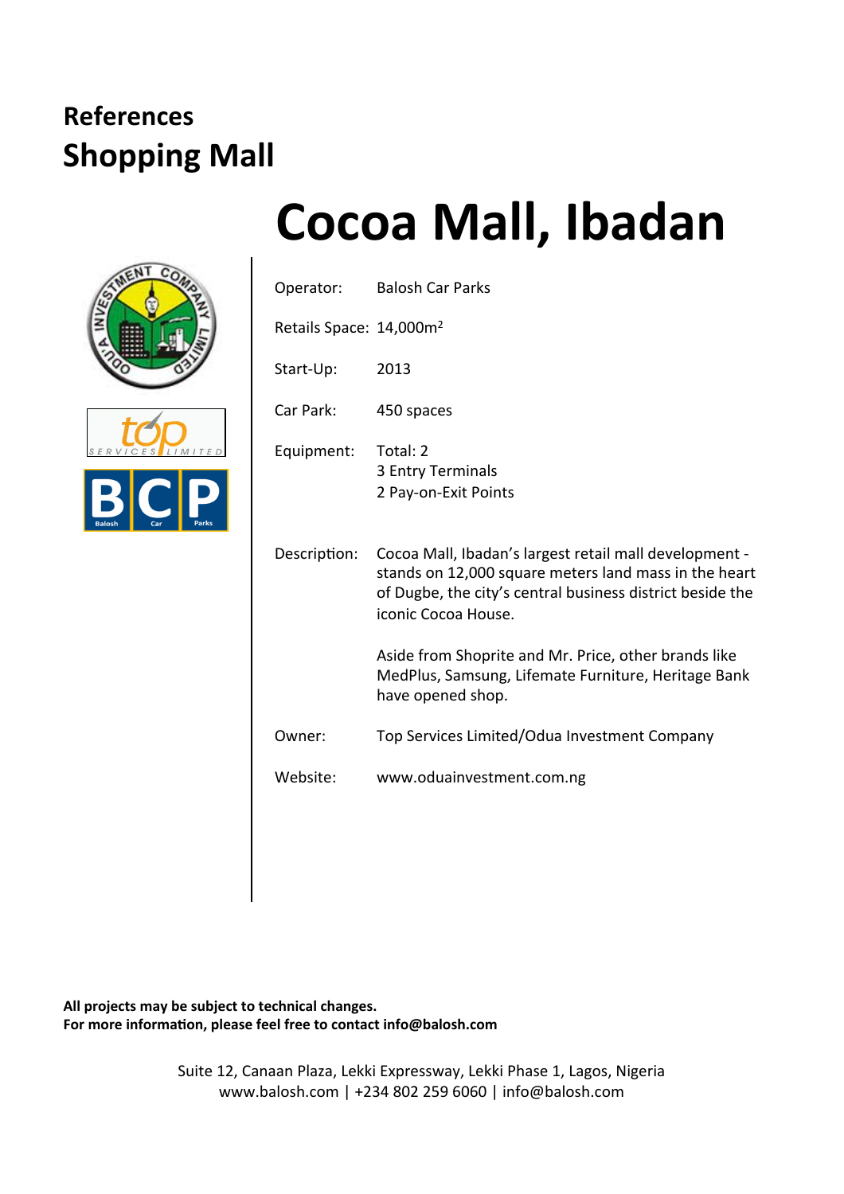## References

## Shopping Mall

# Cocoa Mall, Ibadan

| | |
|---|---|
| Operator: | Balosh Car Parks |
| Retails Space: | 14,000m$^2$ |
| Start-Up: | 2013 |
| Car Park: | 450 spaces |
| Equipment: | Total: 2<br>3 Entry Terminals<br>2 Pay-on-Exit Points |
| Description: | Cocoa Mall, Ibadan's largest retail mall development - stands on 12,000 square meters land mass in the heart of Dugbe, the city's central business district beside the iconic Cocoa House.<br><br>Aside from Shoprite and Mr. Price, other brands like MedPlus, Samsung, Lifemate Furniture, Heritage Bank have opened shop. |
| Owner: | Top Services Limited/Odua Investment Company |
| Website: | www.oduainvestment.com.ng |

**All projects may be subject to technical changes.**
**For more information, please feel free to contact info@balosh.com**

Suite 12, Canaan Plaza, Lekki Expressway, Lekki Phase 1, Lagos, Nigeria
www.balosh.com | +234 802 259 6060 | info@balosh.com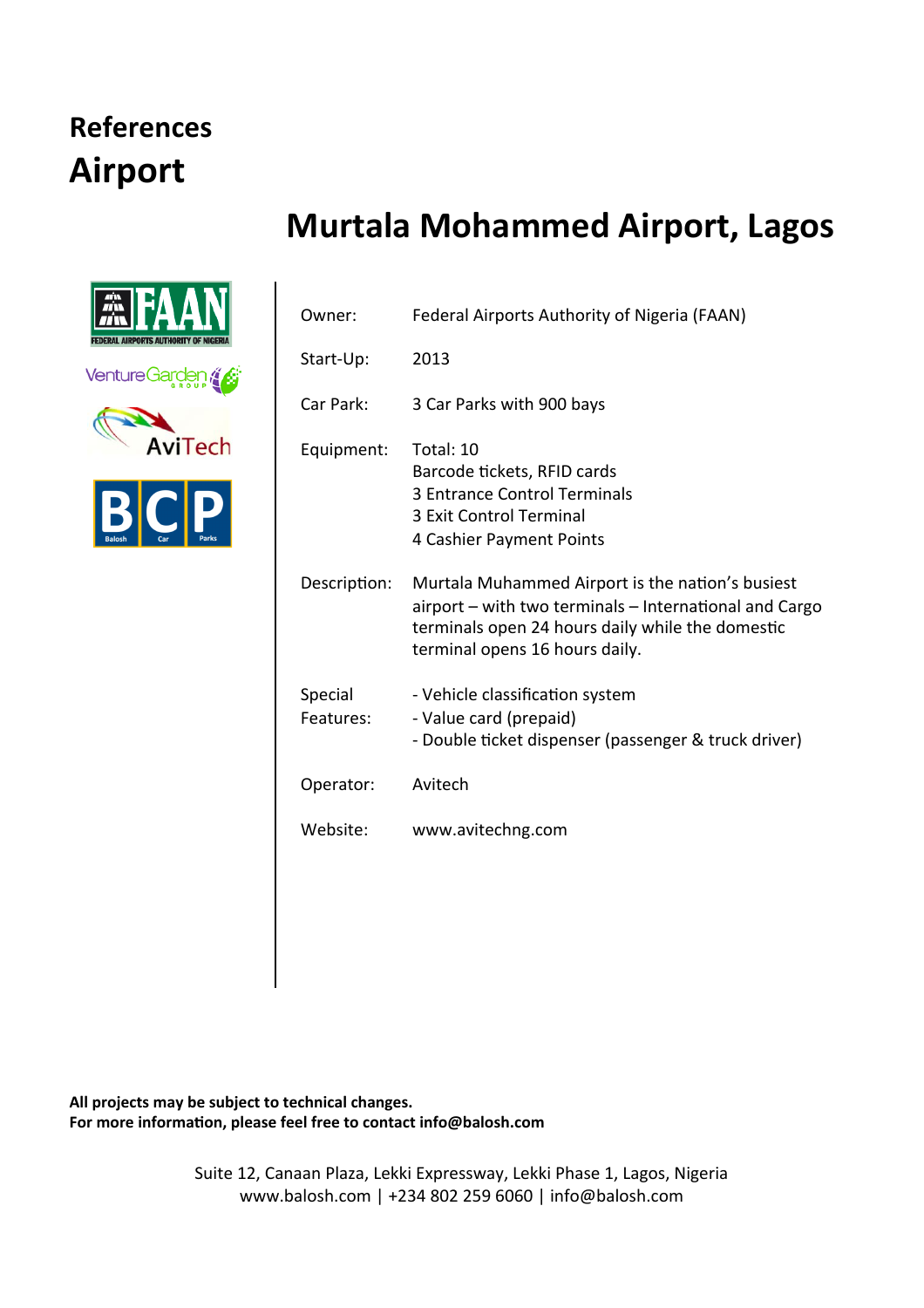# References

## Airport

## Murtala Mohammed Airport, Lagos

| | |
|---|---|
| Owner: | Federal Airports Authority of Nigeria (FAAN) |
| Start-Up: | 2013 |
| Car Park: | 3 Car Parks with 900 bays |
| Equipment: | Total: 10<br>Barcode tickets, RFID cards<br>3 Entrance Control Terminals<br>3 Exit Control Terminal<br>4 Cashier Payment Points |
| Description: | Murtala Muhammed Airport is the nation's busiest airport – with two terminals – International and Cargo terminals open 24 hours daily while the domestic terminal opens 16 hours daily. |
| Special Features: | - Vehicle classification system<br>- Value card (prepaid)<br>- Double ticket dispenser (passenger & truck driver) |
| Operator: | Avitech |
| Website: | www.avitechng.com |

**All projects may be subject to technical changes.**
**For more information, please feel free to contact info@balosh.com**

Suite 12, Canaan Plaza, Lekki Expressway, Lekki Phase 1, Lagos, Nigeria
www.balosh.com | +234 802 259 6060 | info@balosh.com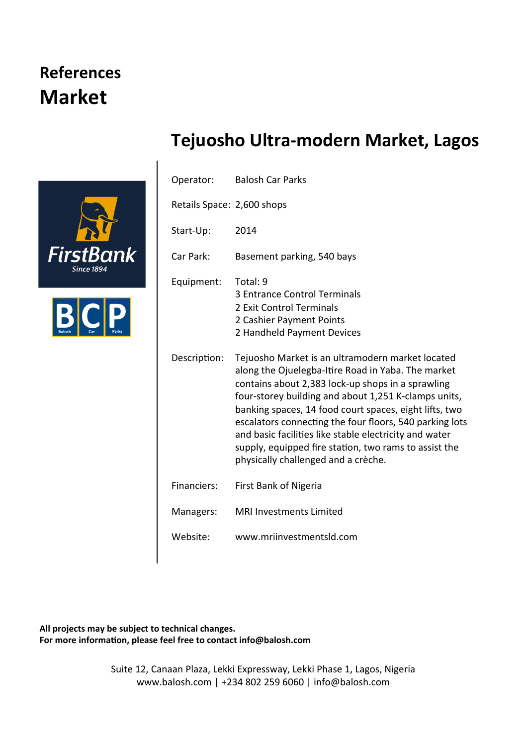## References
# Market

## Tejuosho Ultra-modern Market, Lagos

| | |
|---|---|
| Operator: | Balosh Car Parks |
| Retails Space: | 2,600 shops |
| Start-Up: | 2014 |
| Car Park: | Basement parking, 540 bays |
| Equipment: | Total: 9<br>3 Entrance Control Terminals<br>2 Exit Control Terminals<br>2 Cashier Payment Points<br>2 Handheld Payment Devices |
| Description: | Tejuosho Market is an ultramodern market located along the Ojuelegba-Itire Road in Yaba. The market contains about 2,383 lock-up shops in a sprawling four-storey building and about 1,251 K-clamps units, banking spaces, 14 food court spaces, eight lifts, two escalators connecting the four floors, 540 parking lots and basic facilities like stable electricity and water supply, equipped fire station, two rams to assist the physically challenged and a crèche. |
| Financiers: | First Bank of Nigeria |
| Managers: | MRI Investments Limited |
| Website: | www.mriinvestmentsld.com |

**All projects may be subject to technical changes.**
**For more information, please feel free to contact info@balosh.com**

Suite 12, Canaan Plaza, Lekki Expressway, Lekki Phase 1, Lagos, Nigeria
www.balosh.com | +234 802 259 6060 | info@balosh.com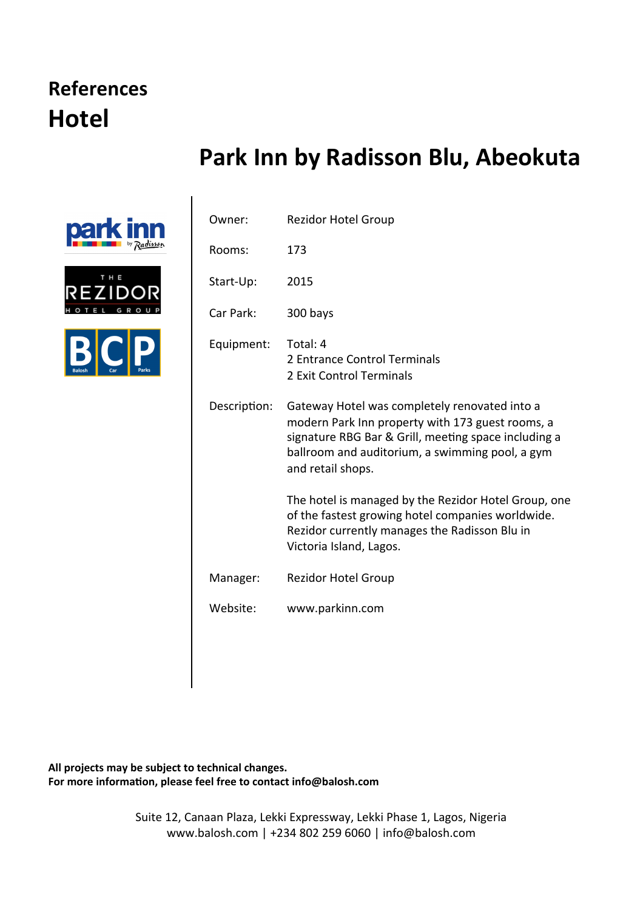# References

## Hotel

### Park Inn by Radisson Blu, Abeokuta

| | |
|---|---|
| Owner: | Rezidor Hotel Group |
| Rooms: | 173 |
| Start-Up: | 2015 |
| Car Park: | 300 bays |
| Equipment: | Total: 4<br>2 Entrance Control Terminals<br>2 Exit Control Terminals |
| Description: | Gateway Hotel was completely renovated into a modern Park Inn property with 173 guest rooms, a signature RBG Bar & Grill, meeting space including a ballroom and auditorium, a swimming pool, a gym and retail shops.<br><br>The hotel is managed by the Rezidor Hotel Group, one of the fastest growing hotel companies worldwide. Rezidor currently manages the Radisson Blu in Victoria Island, Lagos. |
| Manager: | Rezidor Hotel Group |
| Website: | www.parkinn.com |

**All projects may be subject to technical changes.**
**For more information, please feel free to contact info@balosh.com**

Suite 12, Canaan Plaza, Lekki Expressway, Lekki Phase 1, Lagos, Nigeria
www.balosh.com | +234 802 259 6060 | info@balosh.com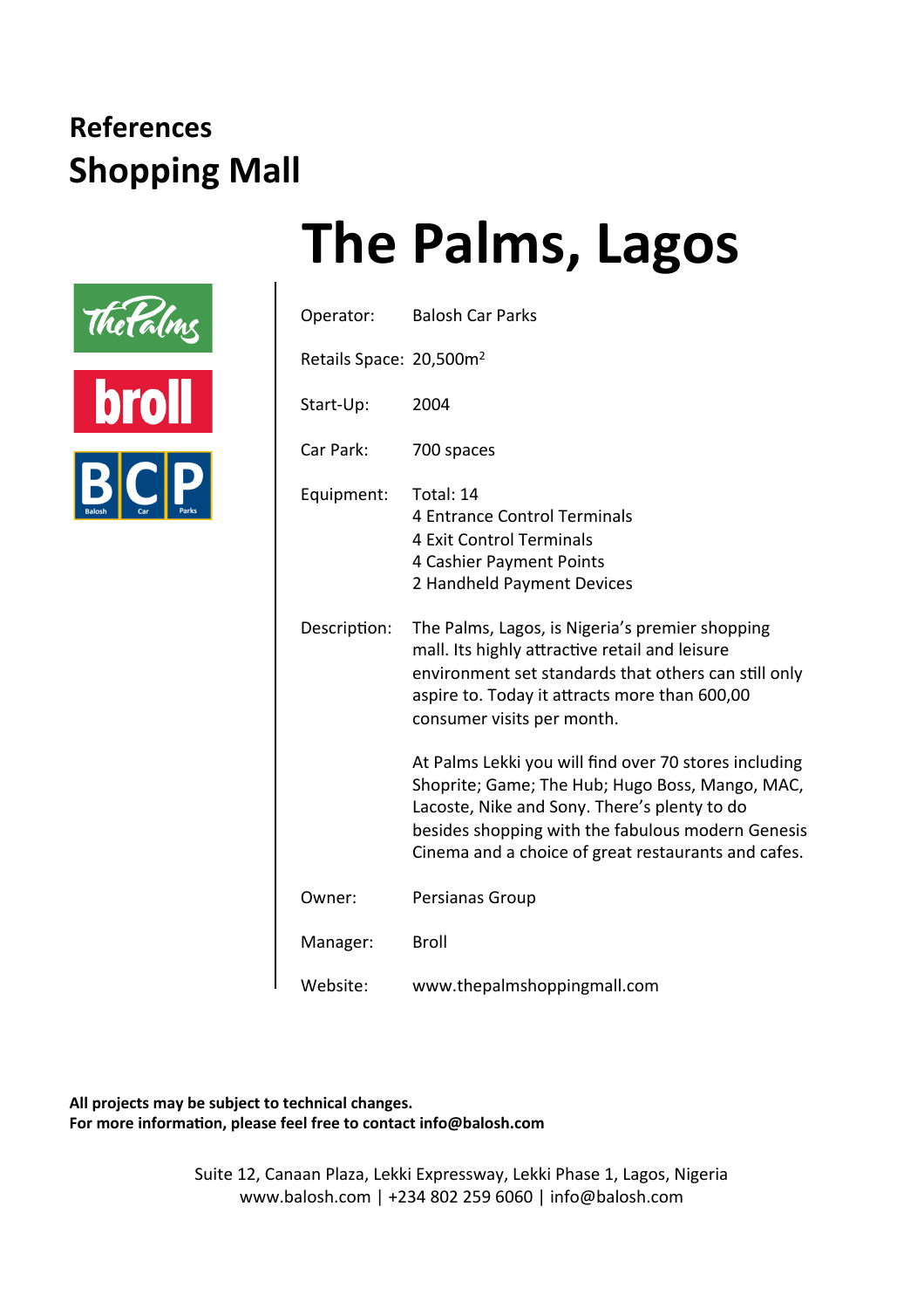## References
## Shopping Mall

# The Palms, Lagos

Operator: Balosh Car Parks

Retails Space: 20,500m$^2$

Start-Up: 2004

Car Park: 700 spaces

Equipment: Total: 14
4 Entrance Control Terminals
4 Exit Control Terminals
4 Cashier Payment Points
2 Handheld Payment Devices

Description: The Palms, Lagos, is Nigeria's premier shopping mall. Its highly attractive retail and leisure environment set standards that others can still only aspire to. Today it attracts more than 600,00 consumer visits per month.

At Palms Lekki you will find over 70 stores including Shoprite; Game; The Hub; Hugo Boss, Mango, MAC, Lacoste, Nike and Sony. There's plenty to do besides shopping with the fabulous modern Genesis Cinema and a choice of great restaurants and cafes.

Owner: Persianas Group

Manager: Broll

Website: www.thepalmshoppingmall.com

**All projects may be subject to technical changes.**
**For more information, please feel free to contact info@balosh.com**

Suite 12, Canaan Plaza, Lekki Expressway, Lekki Phase 1, Lagos, Nigeria
www.balosh.com | +234 802 259 6060 | info@balosh.com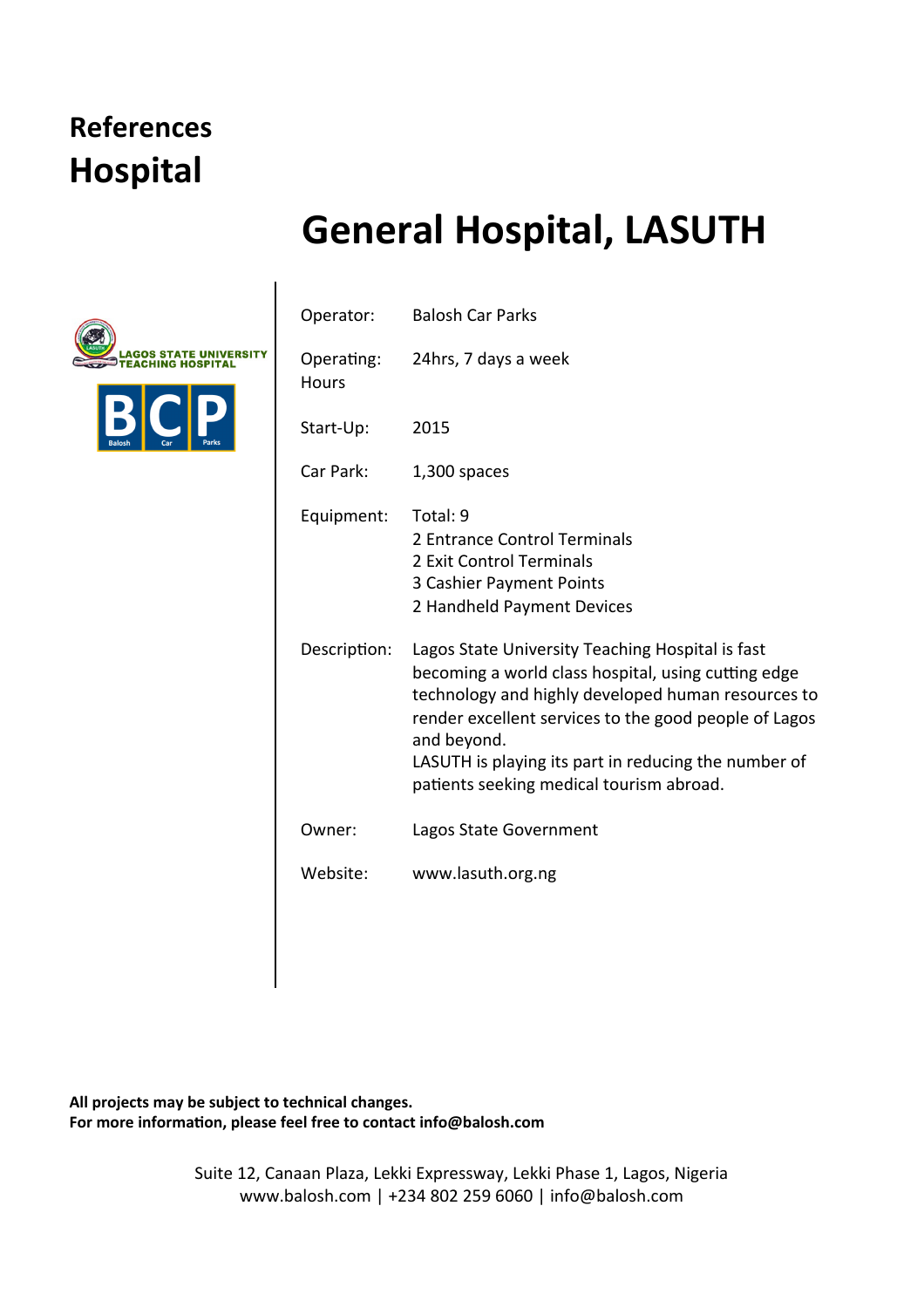# References

## Hospital

# General Hospital, LASUTH

| | |
|---|---|
| Operator: | Balosh Car Parks |
| Operating: Hours | 24hrs, 7 days a week |
| Start-Up: | 2015 |
| Car Park: | 1,300 spaces |
| Equipment: | Total: 9<br>2 Entrance Control Terminals<br>2 Exit Control Terminals<br>3 Cashier Payment Points<br>2 Handheld Payment Devices |
| Description: | Lagos State University Teaching Hospital is fast becoming a world class hospital, using cutting edge technology and highly developed human resources to render excellent services to the good people of Lagos and beyond.<br>LASUTH is playing its part in reducing the number of patients seeking medical tourism abroad. |
| Owner: | Lagos State Government |
| Website: | www.lasuth.org.ng |

**All projects may be subject to technical changes.**
**For more information, please feel free to contact info@balosh.com**

Suite 12, Canaan Plaza, Lekki Expressway, Lekki Phase 1, Lagos, Nigeria
www.balosh.com | +234 802 259 6060 | info@balosh.com